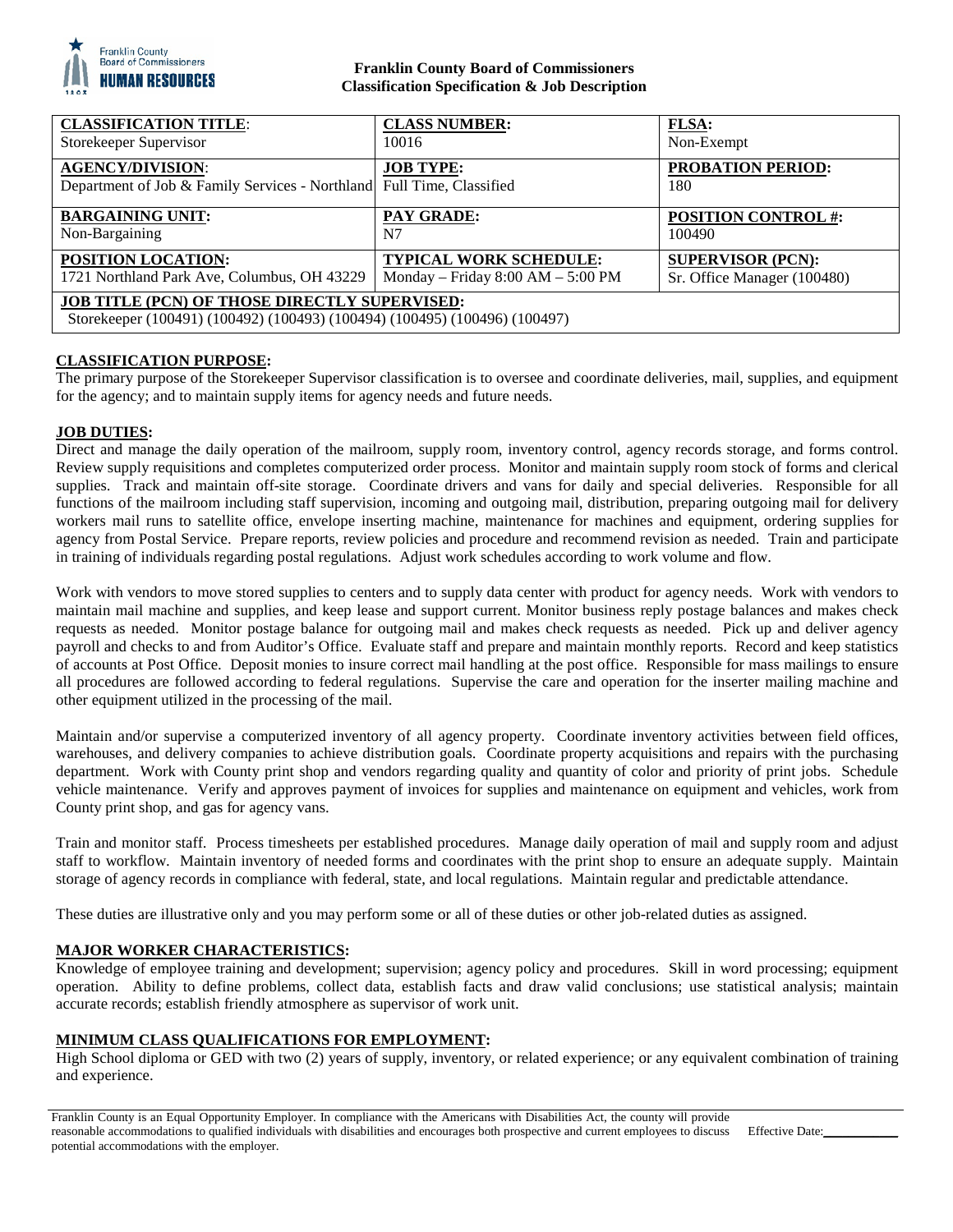**Franklin County Board of Commissioners**
**Classification Specification & Job Description**

| **CLASSIFICATION TITLE**: Storekeeper Supervisor | **CLASS NUMBER:** 10016 | **FLSA:** Non-Exempt |
|---|---|---|
| **AGENCY/DIVISION**: Department of Job & Family Services - Northland | **JOB TYPE:** Full Time, Classified | **PROBATION PERIOD:** 180 |
| **BARGAINING UNIT:** Non-Bargaining | **PAY GRADE:** N7 | **POSITION CONTROL #:** 100490 |
| **POSITION LOCATION:** 1721 Northland Park Ave, Columbus, OH 43229 | **TYPICAL WORK SCHEDULE:** Monday – Friday 8:00 AM – 5:00 PM | **SUPERVISOR (PCN):** Sr. Office Manager (100480) |
| **JOB TITLE (PCN) OF THOSE DIRECTLY SUPERVISED:** Storekeeper (100491) (100492) (100493) (100494) (100495) (100496) (100497) | | |

**CLASSIFICATION PURPOSE:**

The primary purpose of the Storekeeper Supervisor classification is to oversee and coordinate deliveries, mail, supplies, and equipment for the agency; and to maintain supply items for agency needs and future needs.

**JOB DUTIES:**

Direct and manage the daily operation of the mailroom, supply room, inventory control, agency records storage, and forms control. Review supply requisitions and completes computerized order process. Monitor and maintain supply room stock of forms and clerical supplies. Track and maintain off-site storage. Coordinate drivers and vans for daily and special deliveries. Responsible for all functions of the mailroom including staff supervision, incoming and outgoing mail, distribution, preparing outgoing mail for delivery workers mail runs to satellite office, envelope inserting machine, maintenance for machines and equipment, ordering supplies for agency from Postal Service. Prepare reports, review policies and procedure and recommend revision as needed. Train and participate in training of individuals regarding postal regulations. Adjust work schedules according to work volume and flow.

Work with vendors to move stored supplies to centers and to supply data center with product for agency needs. Work with vendors to maintain mail machine and supplies, and keep lease and support current. Monitor business reply postage balances and makes check requests as needed. Monitor postage balance for outgoing mail and makes check requests as needed. Pick up and deliver agency payroll and checks to and from Auditor's Office. Evaluate staff and prepare and maintain monthly reports. Record and keep statistics of accounts at Post Office. Deposit monies to insure correct mail handling at the post office. Responsible for mass mailings to ensure all procedures are followed according to federal regulations. Supervise the care and operation for the inserter mailing machine and other equipment utilized in the processing of the mail.

Maintain and/or supervise a computerized inventory of all agency property. Coordinate inventory activities between field offices, warehouses, and delivery companies to achieve distribution goals. Coordinate property acquisitions and repairs with the purchasing department. Work with County print shop and vendors regarding quality and quantity of color and priority of print jobs. Schedule vehicle maintenance. Verify and approves payment of invoices for supplies and maintenance on equipment and vehicles, work from County print shop, and gas for agency vans.

Train and monitor staff. Process timesheets per established procedures. Manage daily operation of mail and supply room and adjust staff to workflow. Maintain inventory of needed forms and coordinates with the print shop to ensure an adequate supply. Maintain storage of agency records in compliance with federal, state, and local regulations. Maintain regular and predictable attendance.

These duties are illustrative only and you may perform some or all of these duties or other job-related duties as assigned.

**MAJOR WORKER CHARACTERISTICS:**

Knowledge of employee training and development; supervision; agency policy and procedures. Skill in word processing; equipment operation. Ability to define problems, collect data, establish facts and draw valid conclusions; use statistical analysis; maintain accurate records; establish friendly atmosphere as supervisor of work unit.

**MINIMUM CLASS QUALIFICATIONS FOR EMPLOYMENT:**

High School diploma or GED with two (2) years of supply, inventory, or related experience; or any equivalent combination of training and experience.

Franklin County is an Equal Opportunity Employer. In compliance with the Americans with Disabilities Act, the county will provide reasonable accommodations to qualified individuals with disabilities and encourages both prospective and current employees to discuss potential accommodations with the employer. Effective Date:\_\_\_\_\_\_\_\_\_\_\_\_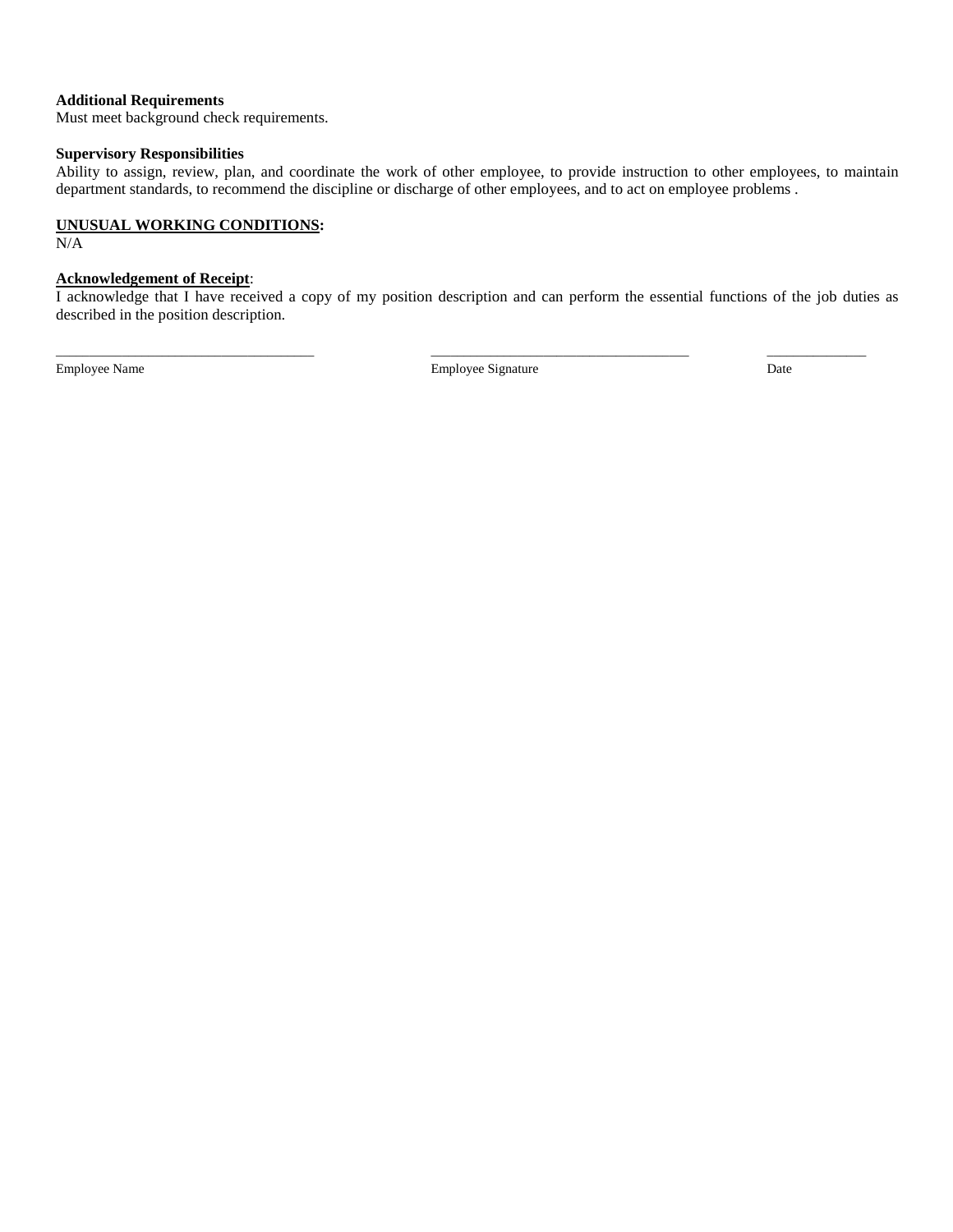**Additional Requirements**
Must meet background check requirements.

**Supervisory Responsibilities**
Ability to assign, review, plan, and coordinate the work of other employee, to provide instruction to other employees, to maintain department standards, to recommend the discipline or discharge of other employees, and to act on employee problems .

**UNUSUAL WORKING CONDITIONS:**
N/A

**Acknowledgement of Receipt**:
I acknowledge that I have received a copy of my position description and can perform the essential functions of the job duties as described in the position description.

| | | |
|---|---|---|
| ____________________________________ | ____________________________________ | ______________ |
| Employee Name | Employee Signature | Date |